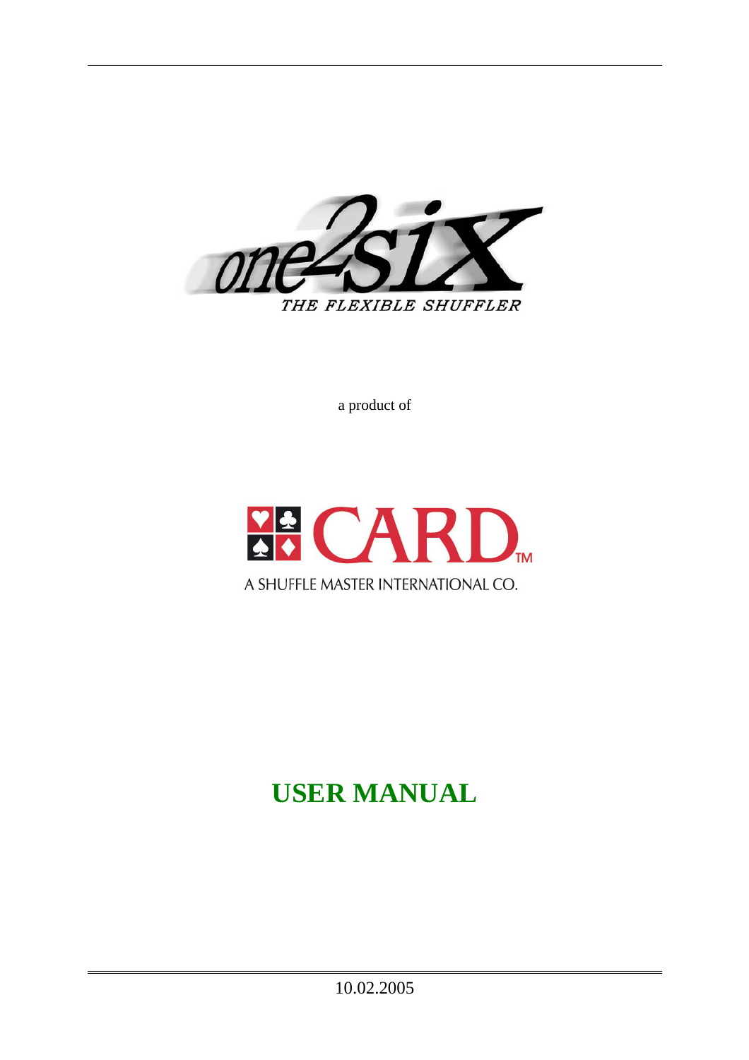# one2six

*THE FLEXIBLE SHUFFLER*

a product of

CARD™

A SHUFFLE MASTER INTERNATIONAL CO.

# USER MANUAL

10.02.2005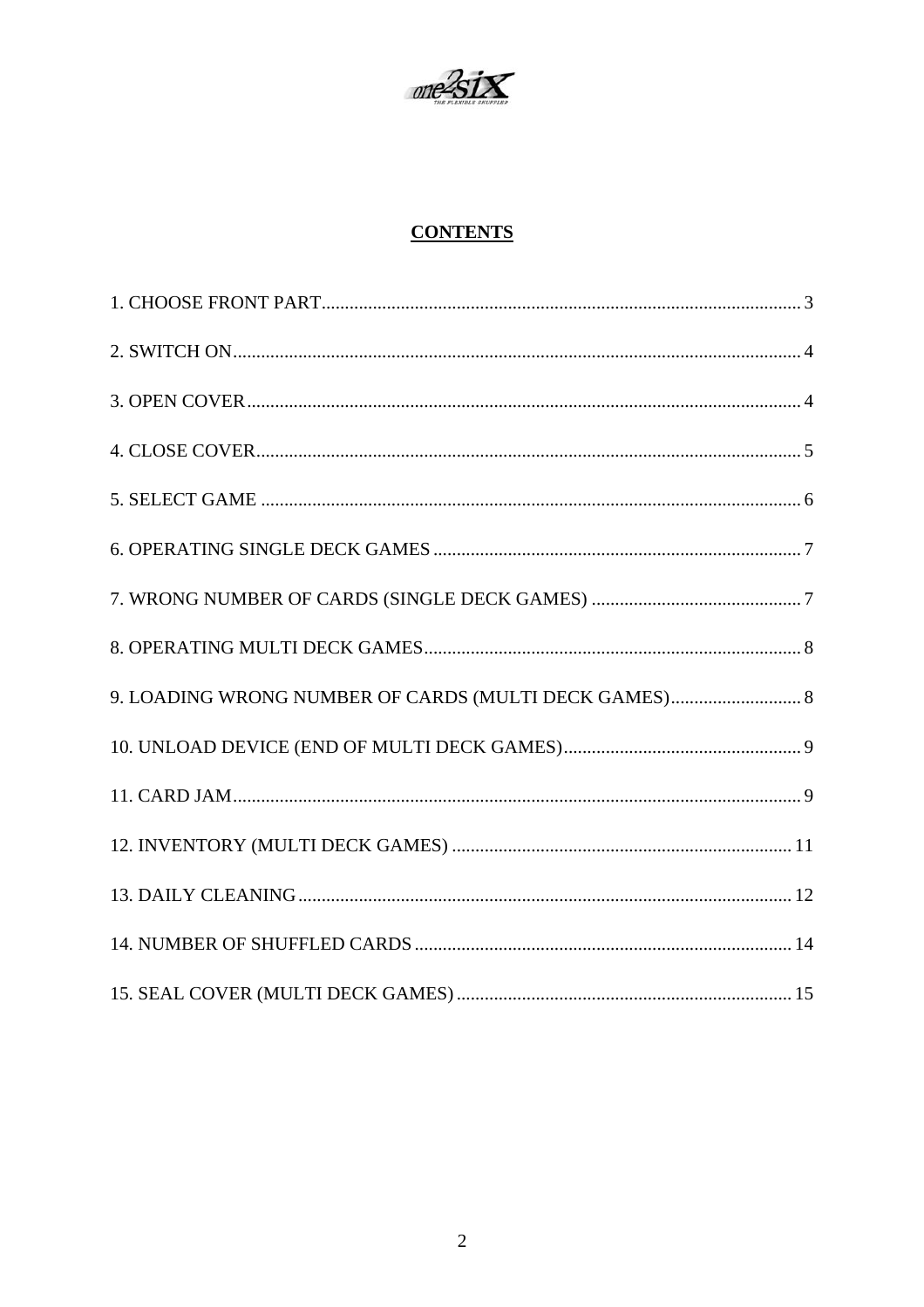## CONTENTS

1. CHOOSE FRONT PART ........................................................................................... 3

2. SWITCH ON ........................................................................................................... 4

3. OPEN COVER ........................................................................................................ 4

4. CLOSE COVER ...................................................................................................... 5

5. SELECT GAME ...................................................................................................... 6

6. OPERATING SINGLE DECK GAMES ................................................................. 7

7. WRONG NUMBER OF CARDS (SINGLE DECK GAMES) ................................ 7

8. OPERATING MULTI DECK GAMES ................................................................... 8

9. LOADING WRONG NUMBER OF CARDS (MULTI DECK GAMES) ............... 8

10. UNLOAD DEVICE (END OF MULTI DECK GAMES) ...................................... 9

11. CARD JAM ........................................................................................................... 9

12. INVENTORY (MULTI DECK GAMES) ............................................................ 11

13. DAILY CLEANING ............................................................................................ 12

14. NUMBER OF SHUFFLED CARDS .................................................................... 14

15. SEAL COVER (MULTI DECK GAMES) ........................................................... 15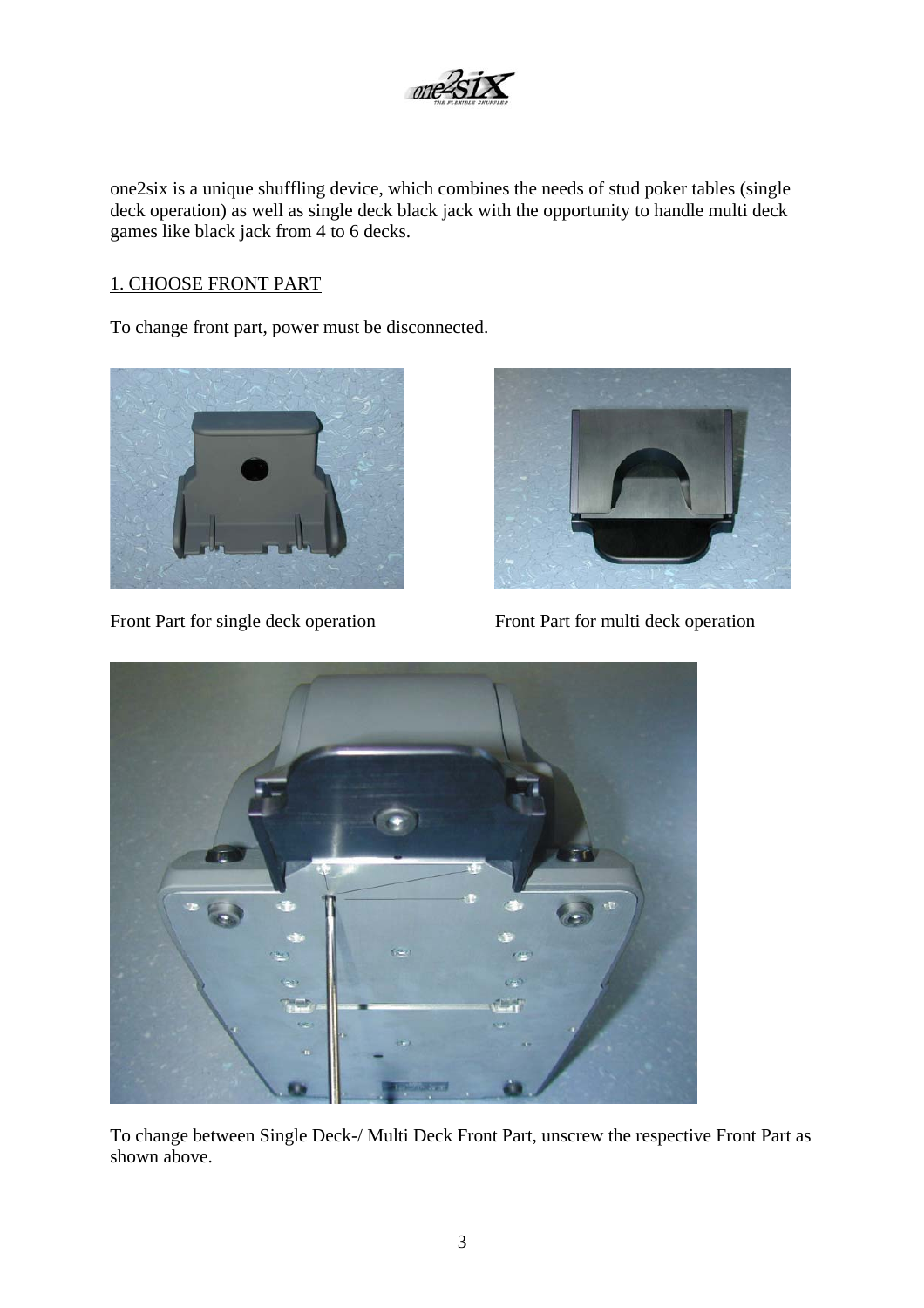one2six is a unique shuffling device, which combines the needs of stud poker tables (single deck operation) as well as single deck black jack with the opportunity to handle multi deck games like black jack from 4 to 6 decks.

## 1. CHOOSE FRONT PART

To change front part, power must be disconnected.

Front Part for single deck operation

Front Part for multi deck operation

To change between Single Deck-/ Multi Deck Front Part, unscrew the respective Front Part as shown above.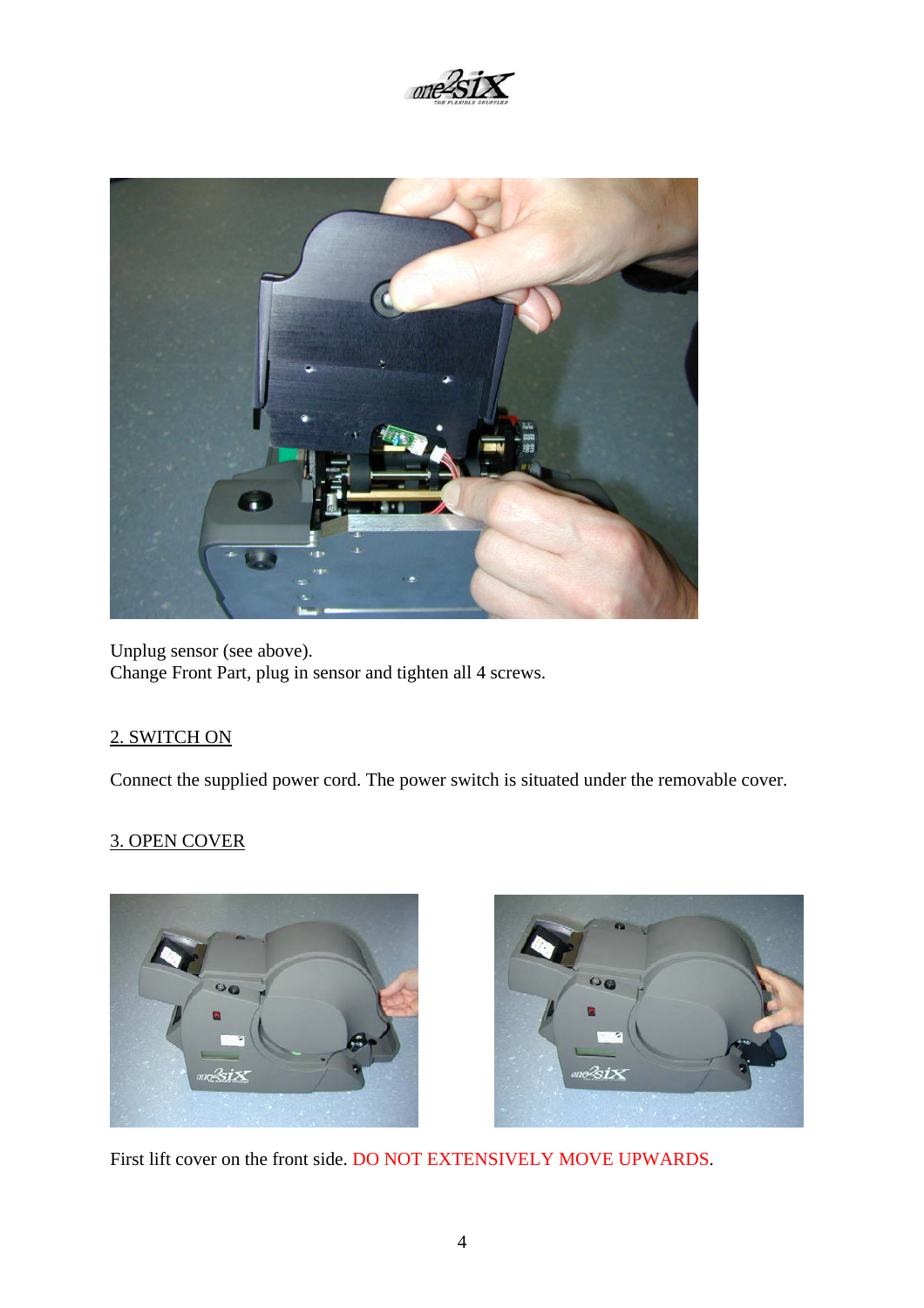Unplug sensor (see above).
Change Front Part, plug in sensor and tighten all 4 screws.

## 2. SWITCH ON

Connect the supplied power cord. The power switch is situated under the removable cover.

## 3. OPEN COVER

First lift cover on the front side. DO NOT EXTENSIVELY MOVE UPWARDS.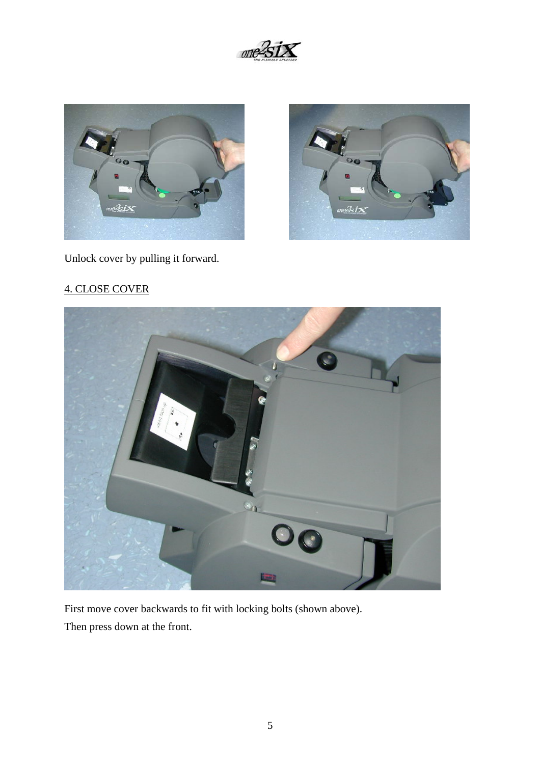Unlock cover by pulling it forward.

4. CLOSE COVER

First move cover backwards to fit with locking bolts (shown above).
Then press down at the front.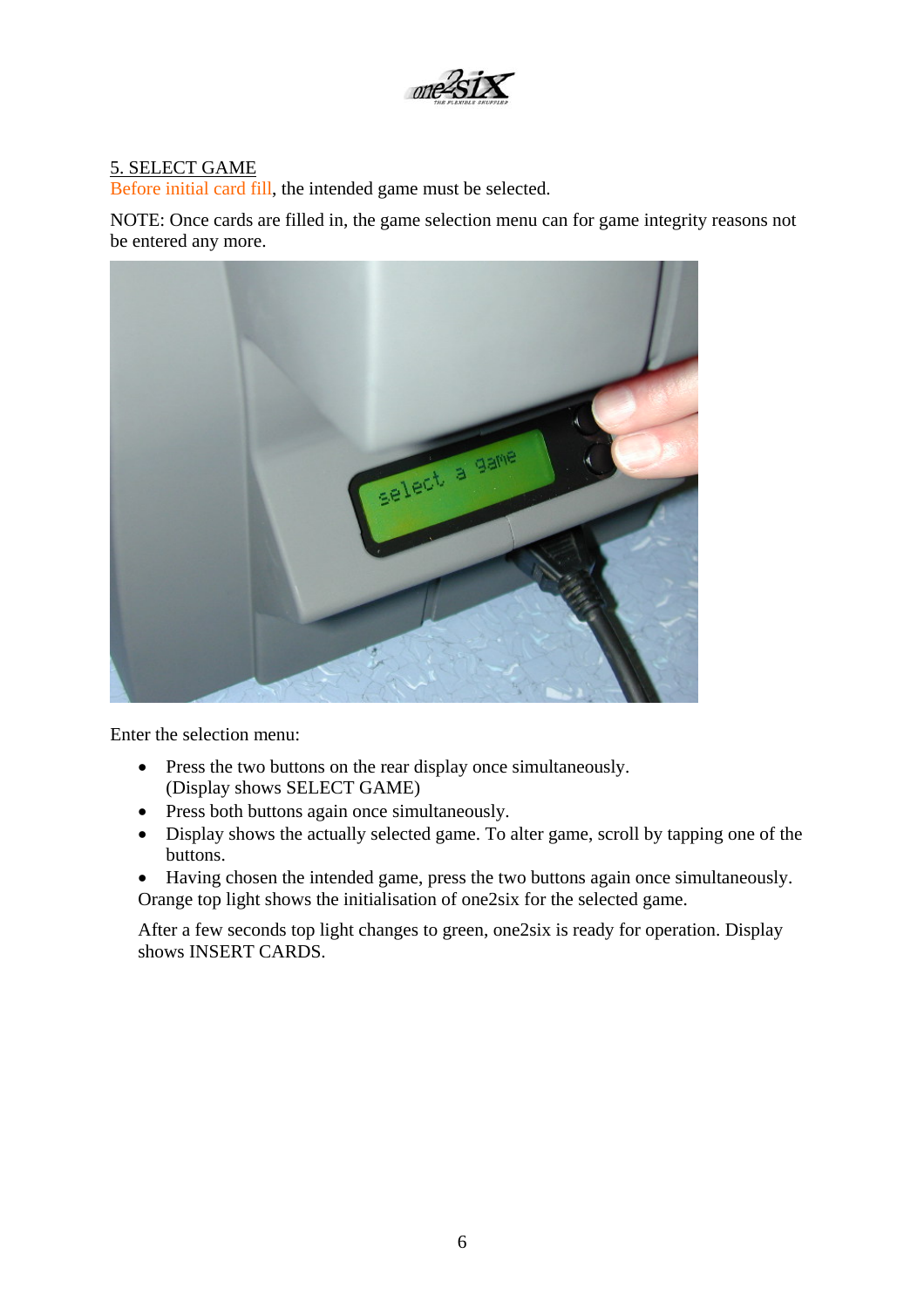## 5. SELECT GAME

Before initial card fill, the intended game must be selected.

NOTE: Once cards are filled in, the game selection menu can for game integrity reasons not be entered any more.

Enter the selection menu:

- Press the two buttons on the rear display once simultaneously. (Display shows SELECT GAME)
- Press both buttons again once simultaneously.
- Display shows the actually selected game. To alter game, scroll by tapping one of the buttons.
- Having chosen the intended game, press the two buttons again once simultaneously.

Orange top light shows the initialisation of one2six for the selected game.

After a few seconds top light changes to green, one2six is ready for operation. Display shows INSERT CARDS.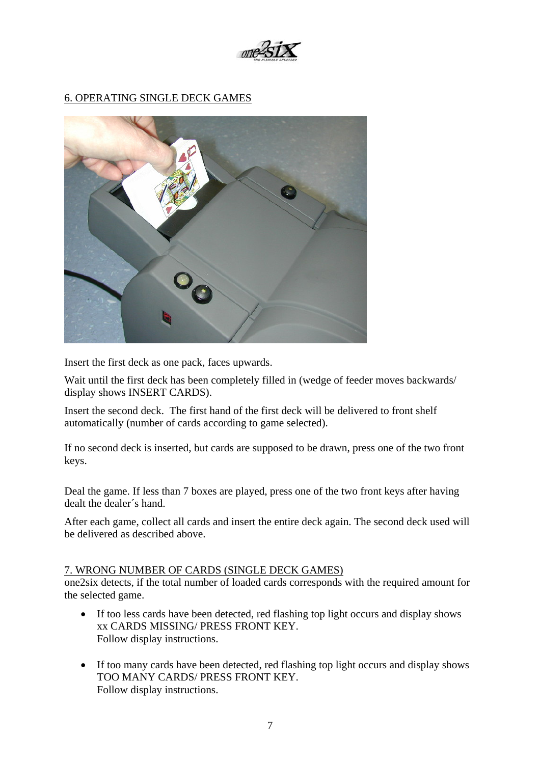## 6. OPERATING SINGLE DECK GAMES

Insert the first deck as one pack, faces upwards.

Wait until the first deck has been completely filled in (wedge of feeder moves backwards/ display shows INSERT CARDS).

Insert the second deck. The first hand of the first deck will be delivered to front shelf automatically (number of cards according to game selected).

If no second deck is inserted, but cards are supposed to be drawn, press one of the two front keys.

Deal the game. If less than 7 boxes are played, press one of the two front keys after having dealt the dealer´s hand.

After each game, collect all cards and insert the entire deck again. The second deck used will be delivered as described above.

## 7. WRONG NUMBER OF CARDS (SINGLE DECK GAMES)

one2six detects, if the total number of loaded cards corresponds with the required amount for the selected game.

- If too less cards have been detected, red flashing top light occurs and display shows xx CARDS MISSING/ PRESS FRONT KEY.
  Follow display instructions.

- If too many cards have been detected, red flashing top light occurs and display shows TOO MANY CARDS/ PRESS FRONT KEY.
  Follow display instructions.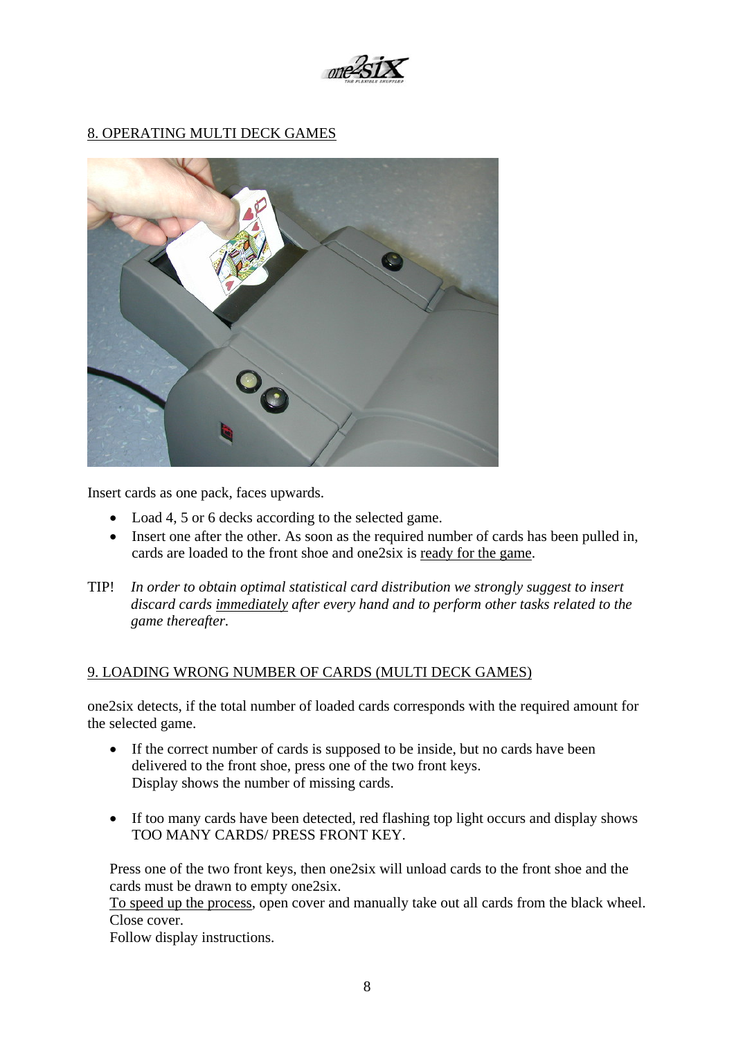## 8. OPERATING MULTI DECK GAMES

Insert cards as one pack, faces upwards.

- Load 4, 5 or 6 decks according to the selected game.
- Insert one after the other. As soon as the required number of cards has been pulled in, cards are loaded to the front shoe and one2six is ready for the game.

TIP! *In order to obtain optimal statistical card distribution we strongly suggest to insert discard cards immediately after every hand and to perform other tasks related to the game thereafter.*

## 9. LOADING WRONG NUMBER OF CARDS (MULTI DECK GAMES)

one2six detects, if the total number of loaded cards corresponds with the required amount for the selected game.

- If the correct number of cards is supposed to be inside, but no cards have been delivered to the front shoe, press one of the two front keys.
  Display shows the number of missing cards.

- If too many cards have been detected, red flashing top light occurs and display shows TOO MANY CARDS/ PRESS FRONT KEY.

Press one of the two front keys, then one2six will unload cards to the front shoe and the cards must be drawn to empty one2six.
To speed up the process, open cover and manually take out all cards from the black wheel. Close cover.
Follow display instructions.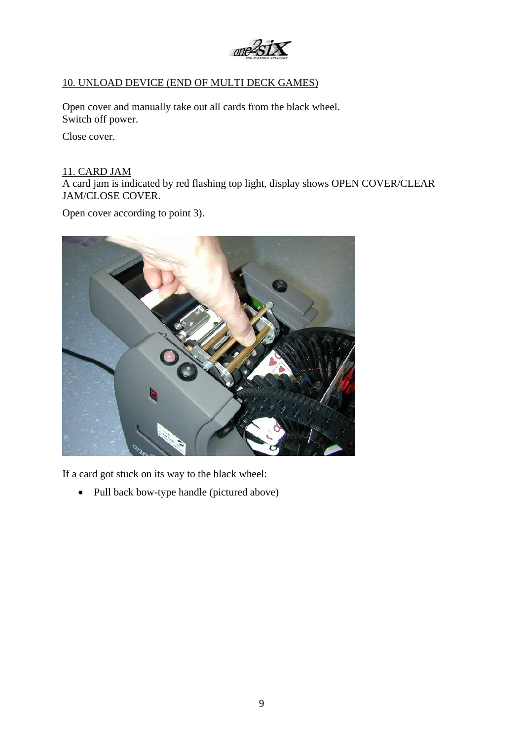## 10. UNLOAD DEVICE (END OF MULTI DECK GAMES)

Open cover and manually take out all cards from the black wheel.
Switch off power.

Close cover.

## 11. CARD JAM

A card jam is indicated by red flashing top light, display shows OPEN COVER/CLEAR JAM/CLOSE COVER.

Open cover according to point 3).

If a card got stuck on its way to the black wheel:

- Pull back bow-type handle (pictured above)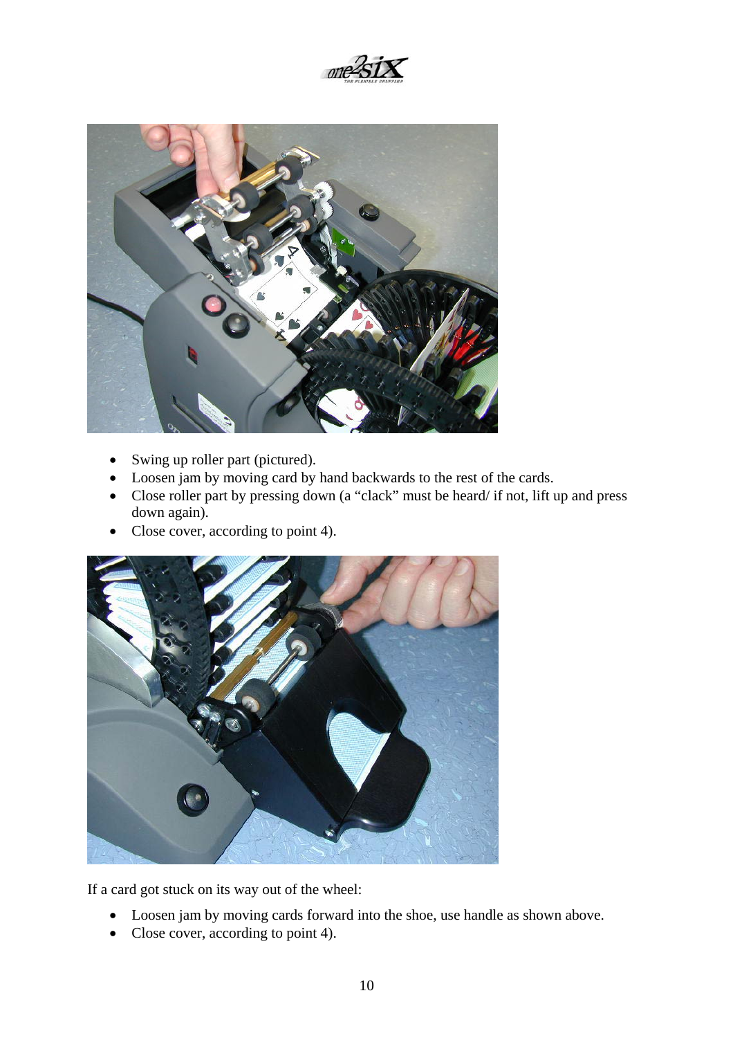- Swing up roller part (pictured).
- Loosen jam by moving card by hand backwards to the rest of the cards.
- Close roller part by pressing down (a "clack" must be heard/ if not, lift up and press down again).
- Close cover, according to point 4).

If a card got stuck on its way out of the wheel:

- Loosen jam by moving cards forward into the shoe, use handle as shown above.
- Close cover, according to point 4).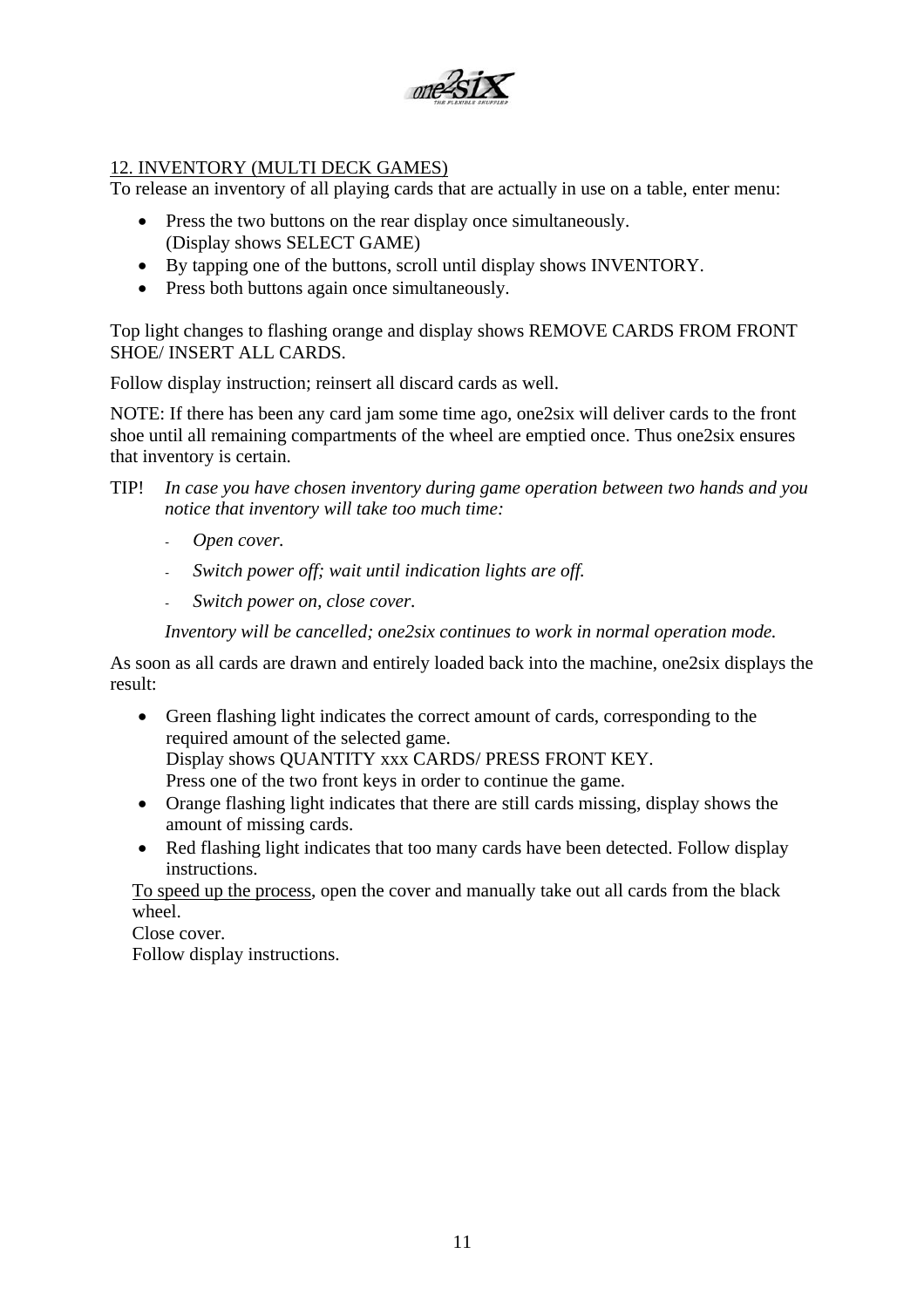## 12. INVENTORY (MULTI DECK GAMES)

To release an inventory of all playing cards that are actually in use on a table, enter menu:

- Press the two buttons on the rear display once simultaneously.
  (Display shows SELECT GAME)
- By tapping one of the buttons, scroll until display shows INVENTORY.
- Press both buttons again once simultaneously.

Top light changes to flashing orange and display shows REMOVE CARDS FROM FRONT SHOE/ INSERT ALL CARDS.

Follow display instruction; reinsert all discard cards as well.

NOTE: If there has been any card jam some time ago, one2six will deliver cards to the front shoe until all remaining compartments of the wheel are emptied once. Thus one2six ensures that inventory is certain.

TIP! *In case you have chosen inventory during game operation between two hands and you notice that inventory will take too much time:*

- *Open cover.*
- *Switch power off; wait until indication lights are off.*
- *Switch power on, close cover.*

*Inventory will be cancelled; one2six continues to work in normal operation mode.*

As soon as all cards are drawn and entirely loaded back into the machine, one2six displays the result:

- Green flashing light indicates the correct amount of cards, corresponding to the required amount of the selected game.
  Display shows QUANTITY xxx CARDS/ PRESS FRONT KEY.
  Press one of the two front keys in order to continue the game.
- Orange flashing light indicates that there are still cards missing, display shows the amount of missing cards.
- Red flashing light indicates that too many cards have been detected. Follow display instructions.

To speed up the process, open the cover and manually take out all cards from the black wheel.
Close cover.
Follow display instructions.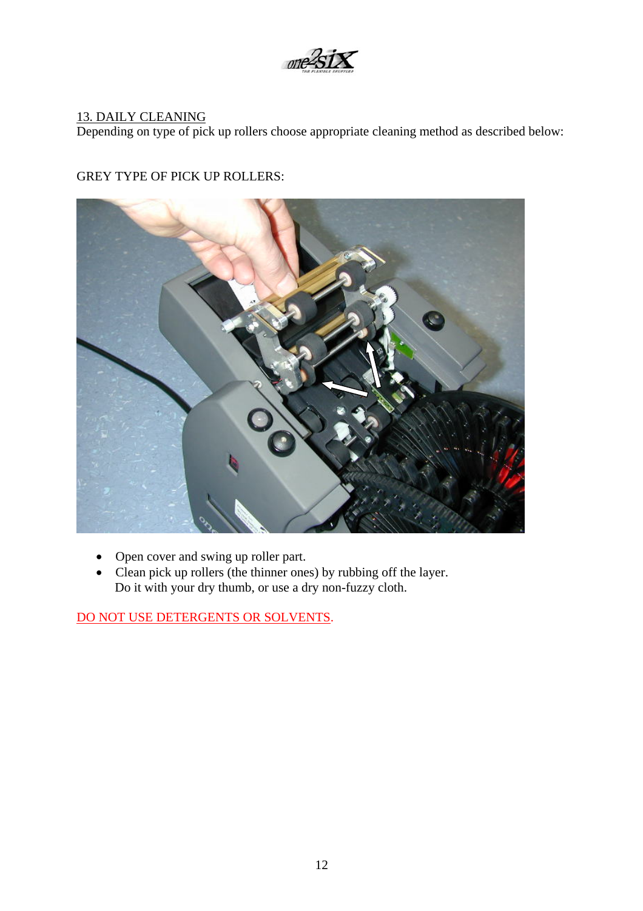## 13. DAILY CLEANING

Depending on type of pick up rollers choose appropriate cleaning method as described below:

GREY TYPE OF PICK UP ROLLERS:

- Open cover and swing up roller part.
- Clean pick up rollers (the thinner ones) by rubbing off the layer. Do it with your dry thumb, or use a dry non-fuzzy cloth.

DO NOT USE DETERGENTS OR SOLVENTS.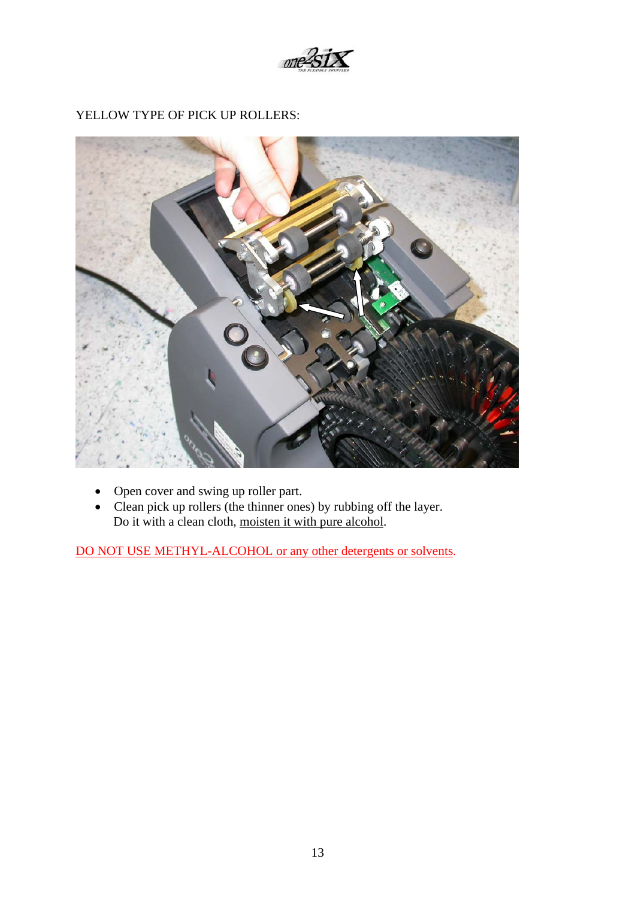YELLOW TYPE OF PICK UP ROLLERS:

- Open cover and swing up roller part.
- Clean pick up rollers (the thinner ones) by rubbing off the layer.
  Do it with a clean cloth, moisten it with pure alcohol.

DO NOT USE METHYL-ALCOHOL or any other detergents or solvents.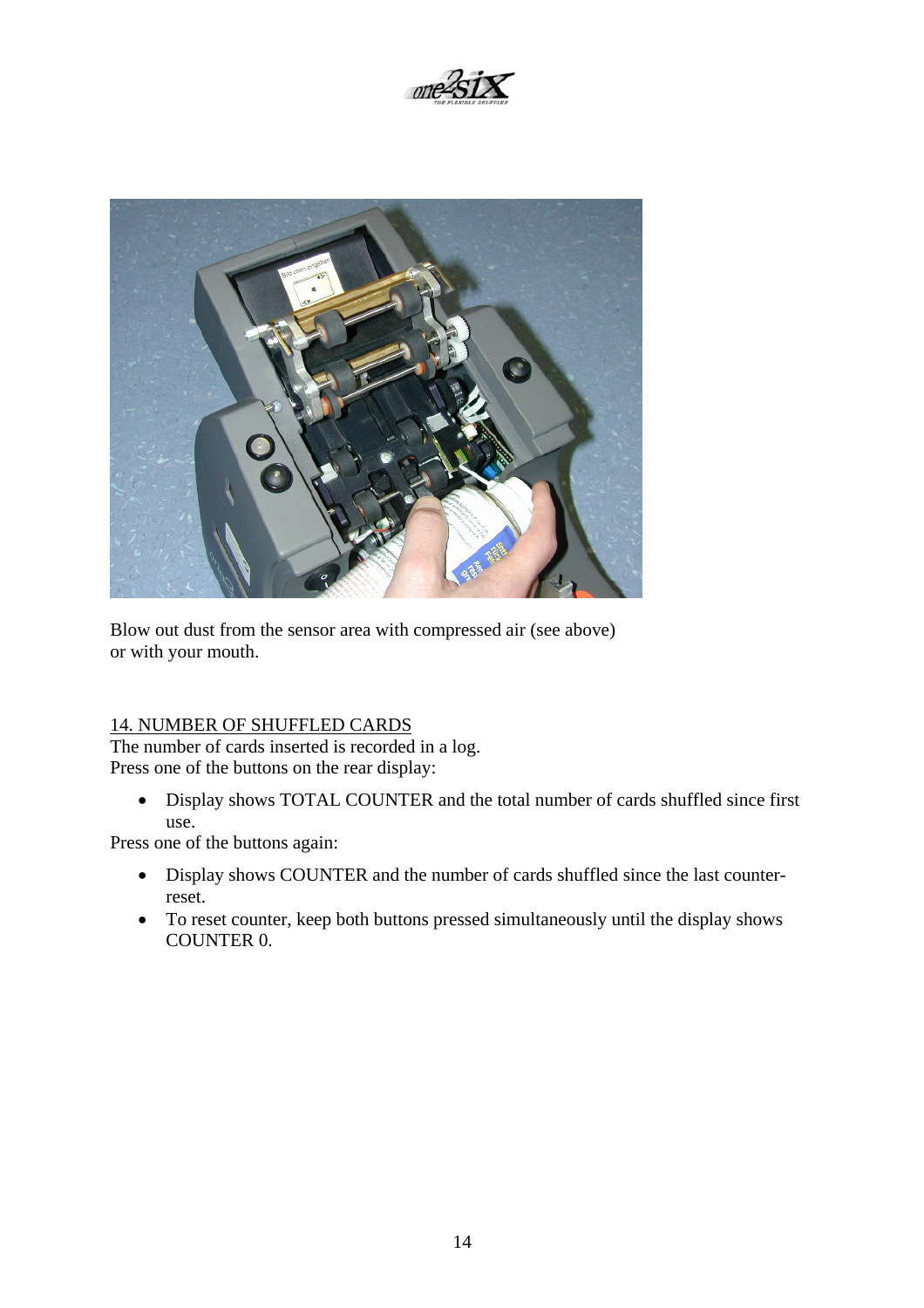Blow out dust from the sensor area with compressed air (see above) or with your mouth.

## 14. NUMBER OF SHUFFLED CARDS

The number of cards inserted is recorded in a log.
Press one of the buttons on the rear display:

- Display shows TOTAL COUNTER and the total number of cards shuffled since first use.

Press one of the buttons again:

- Display shows COUNTER and the number of cards shuffled since the last counter-reset.
- To reset counter, keep both buttons pressed simultaneously until the display shows COUNTER 0.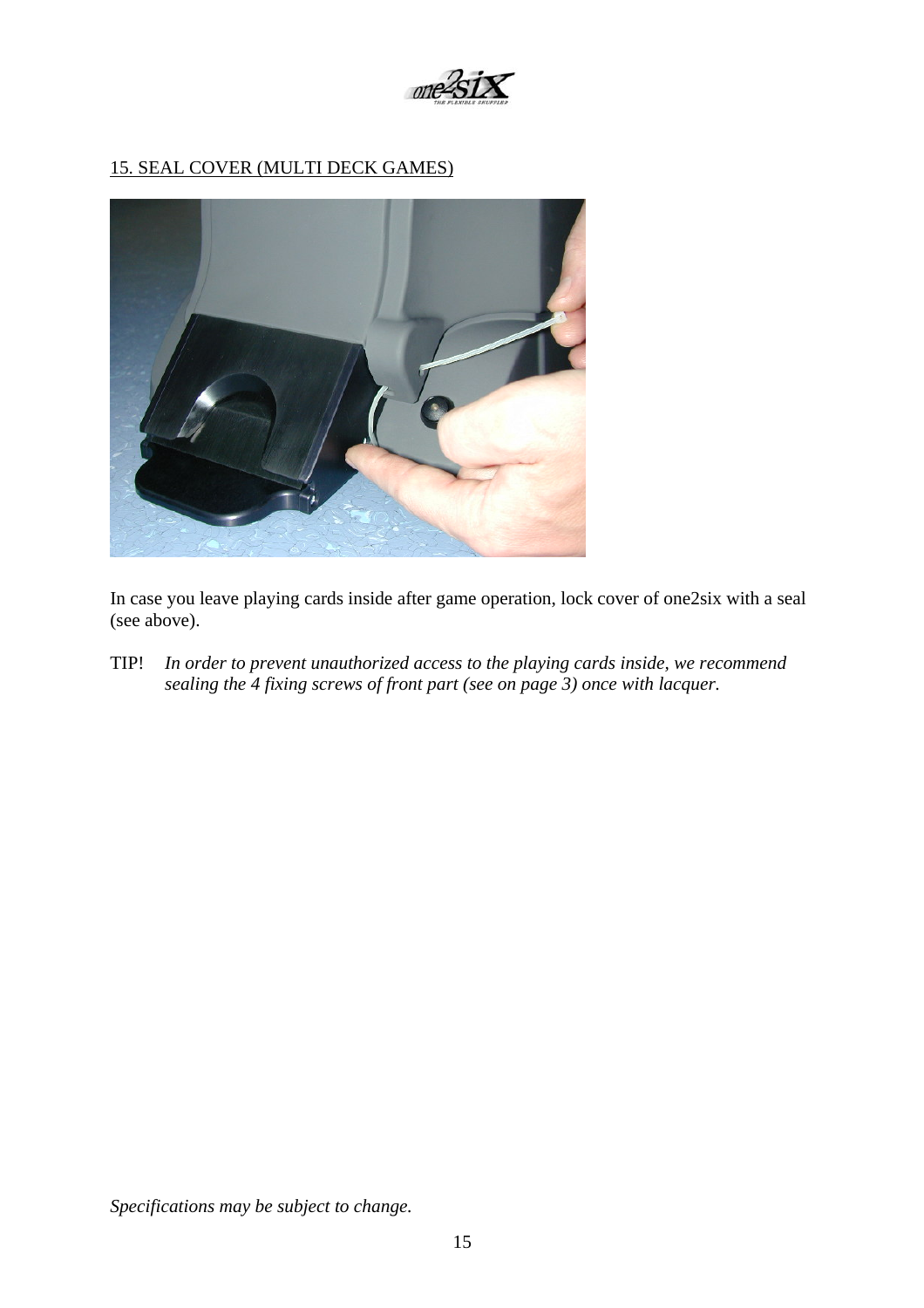## 15. SEAL COVER (MULTI DECK GAMES)

In case you leave playing cards inside after game operation, lock cover of one2six with a seal (see above).

TIP! *In order to prevent unauthorized access to the playing cards inside, we recommend sealing the 4 fixing screws of front part (see on page 3) once with lacquer.*

*Specifications may be subject to change.*